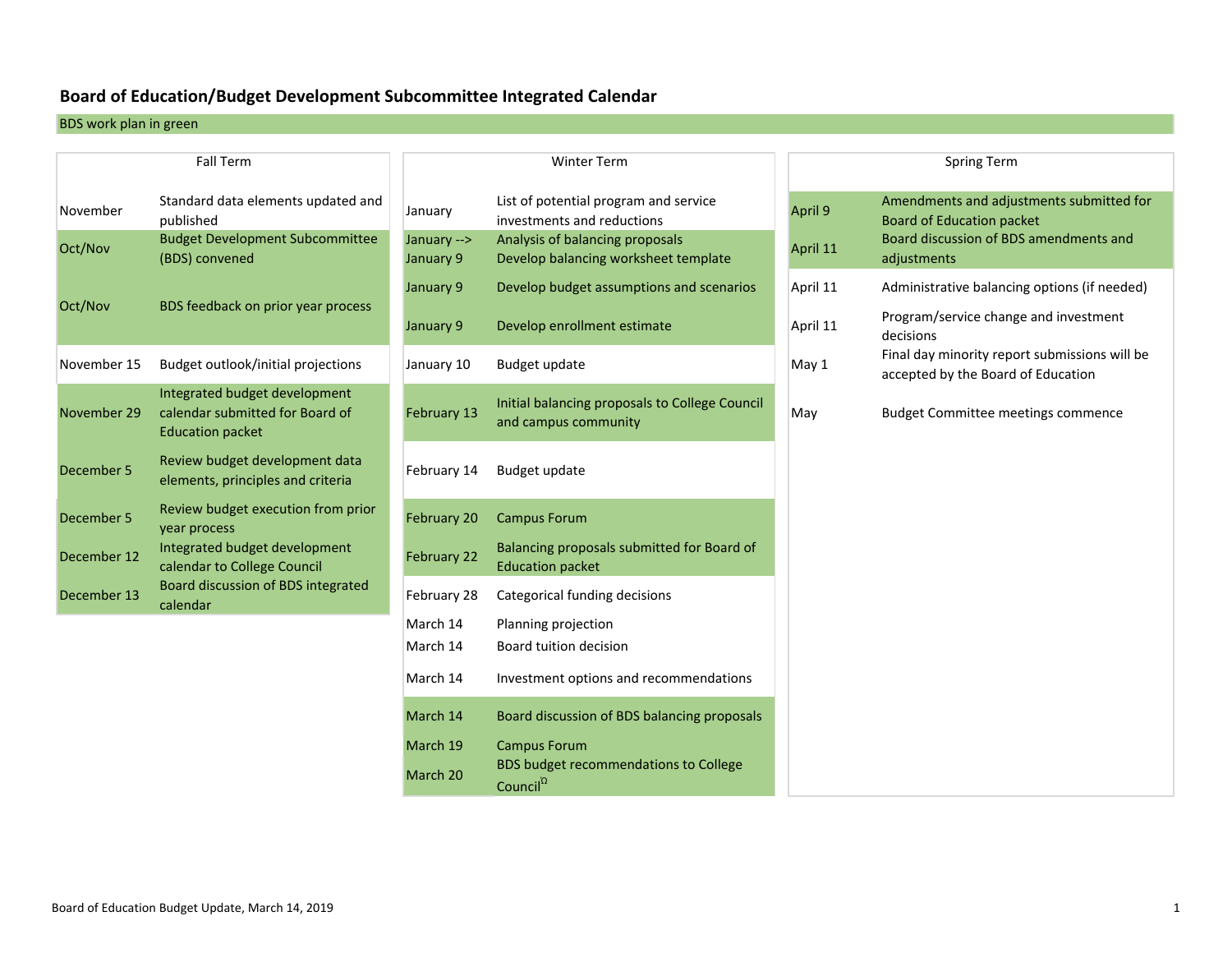# Board of Education/Budget Development Subcommittee Integrated Calendar

BDS work plan in green

### Fall Term

| Date | Item |
|---|---|
| November | Standard data elements updated and published |
| Oct/Nov | Budget Development Subcommittee (BDS) convened |
| Oct/Nov | BDS feedback on prior year process |
| November 15 | Budget outlook/initial projections |
| November 29 | Integrated budget development calendar submitted for Board of Education packet |
| December 5 | Review budget development data elements, principles and criteria |
| December 5 | Review budget execution from prior year process |
| December 12 | Integrated budget development calendar to College Council |
| December 13 | Board discussion of BDS integrated calendar |

### Winter Term

| Date | Item |
|---|---|
| January | List of potential program and service investments and reductions |
| January --> | Analysis of balancing proposals |
| January 9 | Develop balancing worksheet template |
| January 9 | Develop budget assumptions and scenarios |
| January 9 | Develop enrollment estimate |
| January 10 | Budget update |
| February 13 | Initial balancing proposals to College Council and campus community |
| February 14 | Budget update |
| February 20 | Campus Forum |
| February 22 | Balancing proposals submitted for Board of Education packet |
| February 28 | Categorical funding decisions |
| March 14 | Planning projection |
| March 14 | Board tuition decision |
| March 14 | Investment options and recommendations |
| March 14 | Board discussion of BDS balancing proposals |
| March 19 | Campus Forum |
| March 20 | BDS budget recommendations to College Council[Ω] |

### Spring Term

| Date | Item |
|---|---|
| April 9 | Amendments and adjustments submitted for Board of Education packet |
| April 11 | Board discussion of BDS amendments and adjustments |
| April 11 | Administrative balancing options (if needed) |
| April 11 | Program/service change and investment decisions |
| May 1 | Final day minority report submissions will be accepted by the Board of Education |
| May | Budget Committee meetings commence |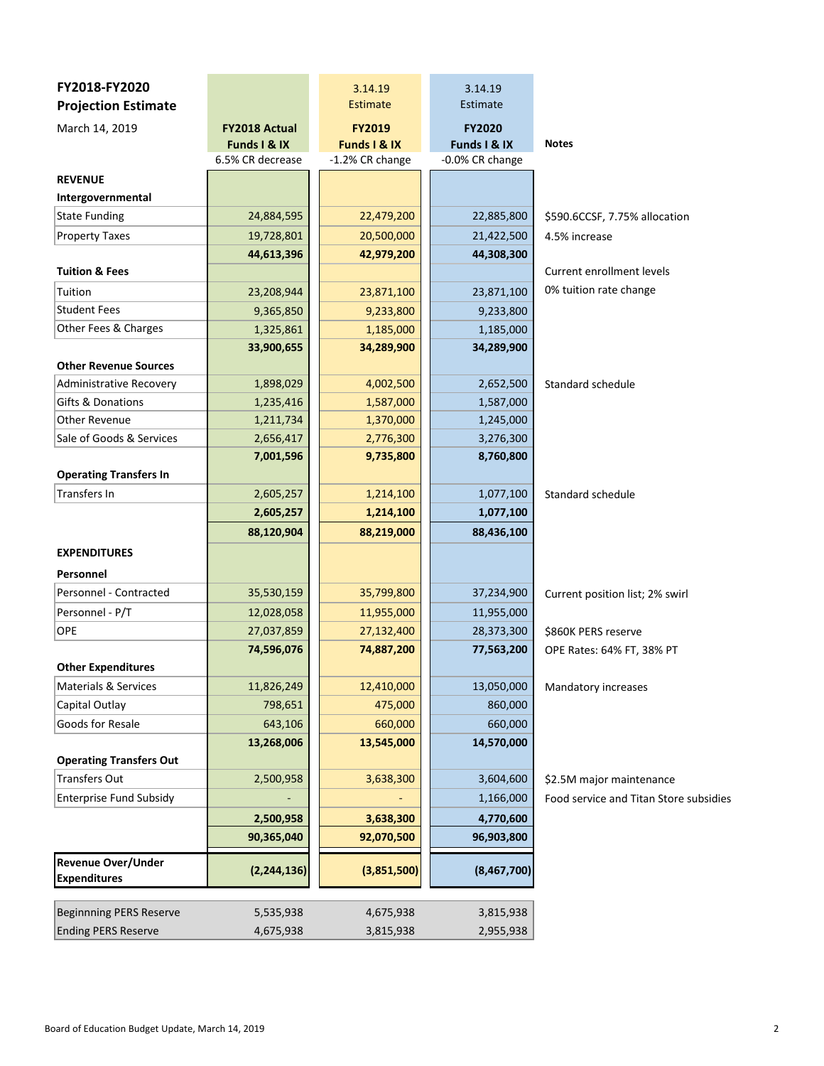## FY2018-FY2020 Projection Estimate

March 14, 2019

| | FY2018 Actual Funds I & IX | 3.14.19 Estimate FY2019 Funds I & IX | 3.14.19 Estimate FY2020 Funds I & IX | Notes |
|---|---|---|---|---|
| | 6.5% CR decrease | -1.2% CR change | -0.0% CR change | |
| **REVENUE** | | | | |
| **Intergovernmental** | | | | |
| State Funding | 24,884,595 | 22,479,200 | 22,885,800 | $590.6CCSF, 7.75% allocation |
| Property Taxes | 19,728,801 | 20,500,000 | 21,422,500 | 4.5% increase |
| | **44,613,396** | **42,979,200** | **44,308,300** | |
| **Tuition & Fees** | | | | Current enrollment levels |
| Tuition | 23,208,944 | 23,871,100 | 23,871,100 | 0% tuition rate change |
| Student Fees | 9,365,850 | 9,233,800 | 9,233,800 | |
| Other Fees & Charges | 1,325,861 | 1,185,000 | 1,185,000 | |
| | **33,900,655** | **34,289,900** | **34,289,900** | |
| **Other Revenue Sources** | | | | |
| Administrative Recovery | 1,898,029 | 4,002,500 | 2,652,500 | Standard schedule |
| Gifts & Donations | 1,235,416 | 1,587,000 | 1,587,000 | |
| Other Revenue | 1,211,734 | 1,370,000 | 1,245,000 | |
| Sale of Goods & Services | 2,656,417 | 2,776,300 | 3,276,300 | |
| | **7,001,596** | **9,735,800** | **8,760,800** | |
| **Operating Transfers In** | | | | |
| Transfers In | 2,605,257 | 1,214,100 | 1,077,100 | Standard schedule |
| | **2,605,257** | **1,214,100** | **1,077,100** | |
| | **88,120,904** | **88,219,000** | **88,436,100** | |
| **EXPENDITURES** | | | | |
| **Personnel** | | | | |
| Personnel - Contracted | 35,530,159 | 35,799,800 | 37,234,900 | Current position list; 2% swirl |
| Personnel - P/T | 12,028,058 | 11,955,000 | 11,955,000 | |
| OPE | 27,037,859 | 27,132,400 | 28,373,300 | $860K PERS reserve |
| | **74,596,076** | **74,887,200** | **77,563,200** | OPE Rates: 64% FT, 38% PT |
| **Other Expenditures** | | | | |
| Materials & Services | 11,826,249 | 12,410,000 | 13,050,000 | Mandatory increases |
| Capital Outlay | 798,651 | 475,000 | 860,000 | |
| Goods for Resale | 643,106 | 660,000 | 660,000 | |
| | **13,268,006** | **13,545,000** | **14,570,000** | |
| **Operating Transfers Out** | | | | |
| Transfers Out | 2,500,958 | 3,638,300 | 3,604,600 | $2.5M major maintenance |
| Enterprise Fund Subsidy | - | - | 1,166,000 | Food service and Titan Store subsidies |
| | **2,500,958** | **3,638,300** | **4,770,600** | |
| | **90,365,040** | **92,070,500** | **96,903,800** | |
| **Revenue Over/Under Expenditures** | **(2,244,136)** | **(3,851,500)** | **(8,467,700)** | |
| Beginnning PERS Reserve | 5,535,938 | 4,675,938 | 3,815,938 | |
| Ending PERS Reserve | 4,675,938 | 3,815,938 | 2,955,938 | |

Board of Education Budget Update, March 14, 2019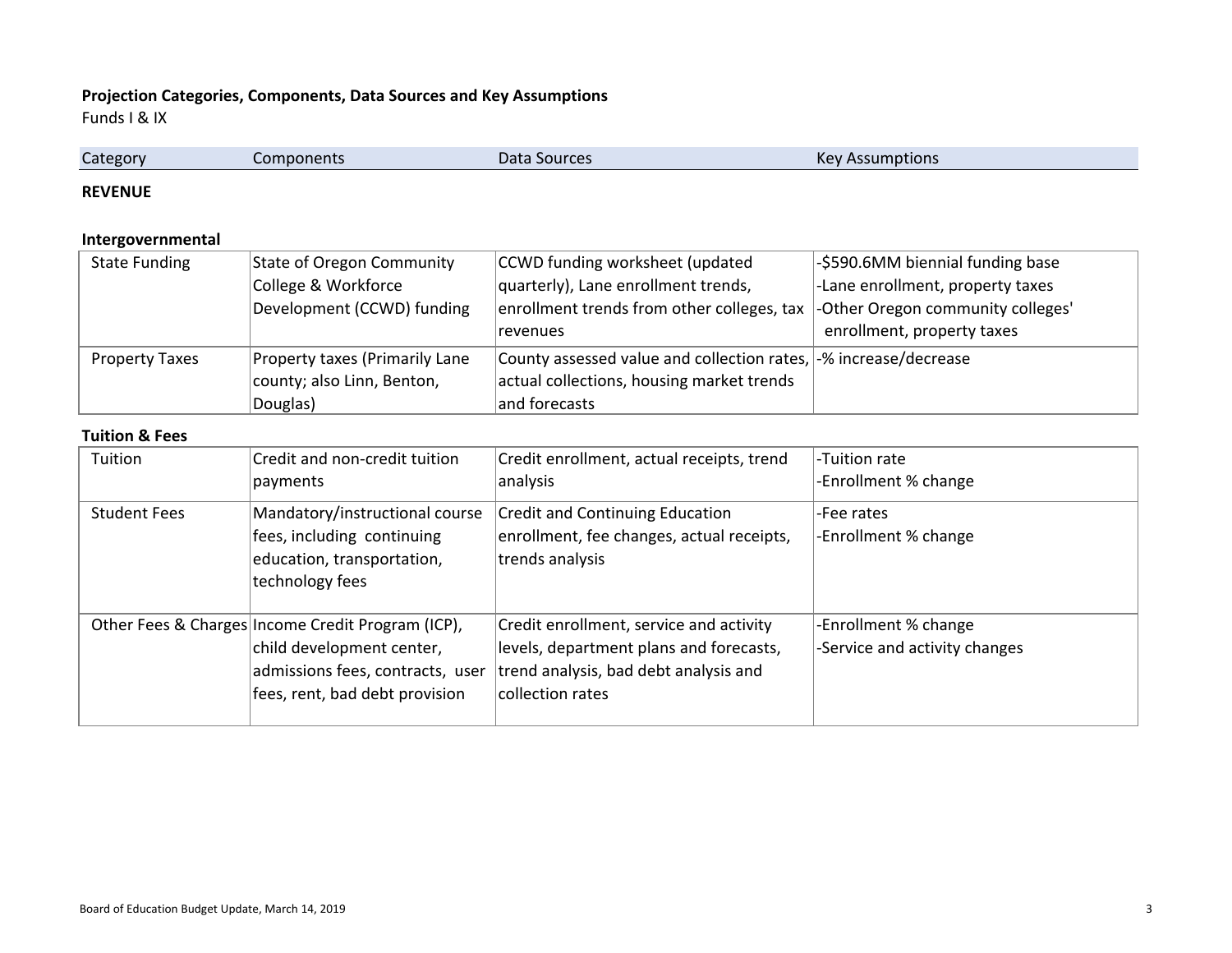**Projection Categories, Components, Data Sources and Key Assumptions**

Funds I & IX

**REVENUE**

**Intergovernmental**

| Category | Components | Data Sources | Key Assumptions |
|---|---|---|---|
| State Funding | State of Oregon Community College & Workforce Development (CCWD) funding | CCWD funding worksheet (updated quarterly), Lane enrollment trends, enrollment trends from other colleges, tax revenues | -$590.6MM biennial funding base<br>-Lane enrollment, property taxes<br>-Other Oregon community colleges' enrollment, property taxes |
| Property Taxes | Property taxes (Primarily Lane county; also Linn, Benton, Douglas) | County assessed value and collection rates, actual collections, housing market trends and forecasts | -% increase/decrease |

**Tuition & Fees**

| Category | Components | Data Sources | Key Assumptions |
|---|---|---|---|
| Tuition | Credit and non-credit tuition payments | Credit enrollment, actual receipts, trend analysis | -Tuition rate<br>-Enrollment % change |
| Student Fees | Mandatory/instructional course fees, including continuing education, transportation, technology fees | Credit and Continuing Education enrollment, fee changes, actual receipts, trends analysis | -Fee rates<br>-Enrollment % change |
| Other Fees & Charges | Income Credit Program (ICP), child development center, admissions fees, contracts, user fees, rent, bad debt provision | Credit enrollment, service and activity levels, department plans and forecasts, trend analysis, bad debt analysis and collection rates | -Enrollment % change<br>-Service and activity changes |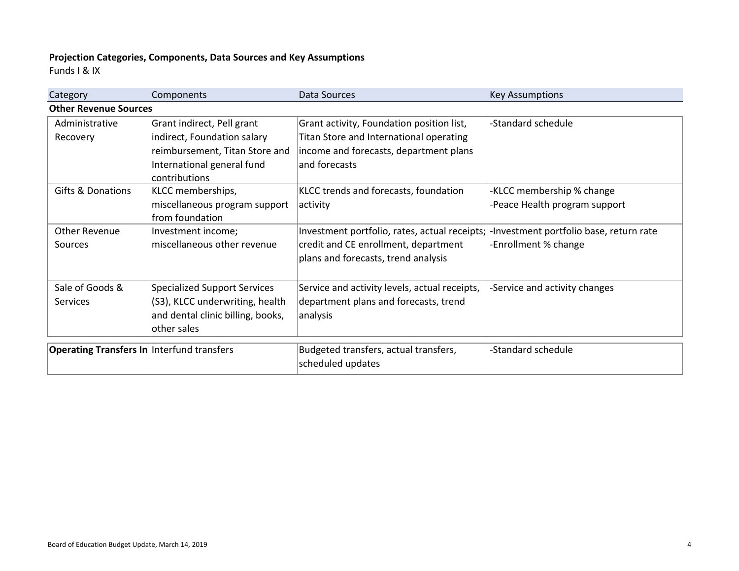**Projection Categories, Components, Data Sources and Key Assumptions**
Funds I & IX

| Category | Components | Data Sources | Key Assumptions |
|---|---|---|---|
| **Other Revenue Sources** | | | |
| Administrative Recovery | Grant indirect, Pell grant indirect, Foundation salary reimbursement, Titan Store and International general fund contributions | Grant activity, Foundation position list, Titan Store and International operating income and forecasts, department plans and forecasts | -Standard schedule |
| Gifts & Donations | KLCC memberships, miscellaneous program support from foundation | KLCC trends and forecasts, foundation activity | -KLCC membership % change<br>-Peace Health program support |
| Other Revenue Sources | Investment income; miscellaneous other revenue | Investment portfolio, rates, actual receipts; credit and CE enrollment, department plans and forecasts, trend analysis | -Investment portfolio base, return rate<br>-Enrollment % change |
| Sale of Goods & Services | Specialized Support Services (S3), KLCC underwriting, health and dental clinic billing, books, other sales | Service and activity levels, actual receipts, department plans and forecasts, trend analysis | -Service and activity changes |
| **Operating Transfers In** | Interfund transfers | Budgeted transfers, actual transfers, scheduled updates | -Standard schedule |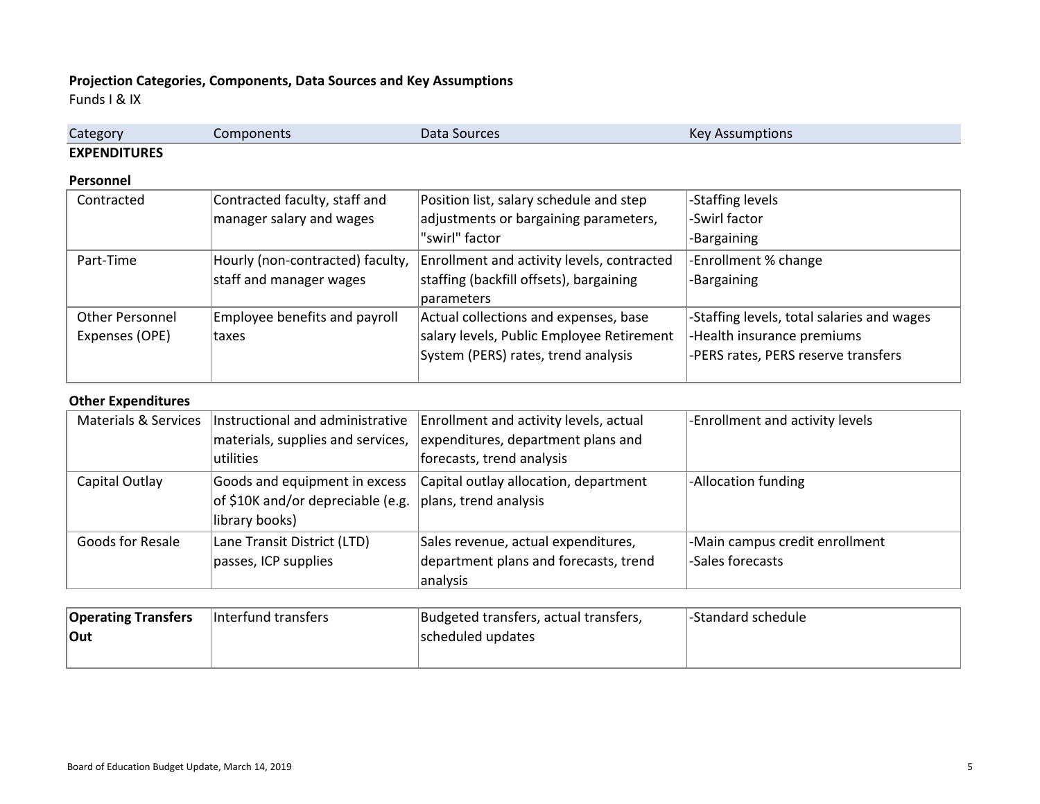**Projection Categories, Components, Data Sources and Key Assumptions**
Funds I & IX

| Category | Components | Data Sources | Key Assumptions |
|---|---|---|---|
| **EXPENDITURES** | | | |
| **Personnel** | | | |
| Contracted | Contracted faculty, staff and manager salary and wages | Position list, salary schedule and step adjustments or bargaining parameters, "swirl" factor | -Staffing levels<br>-Swirl factor<br>-Bargaining |
| Part-Time | Hourly (non-contracted) faculty, staff and manager wages | Enrollment and activity levels, contracted staffing (backfill offsets), bargaining parameters | -Enrollment % change<br>-Bargaining |
| Other Personnel Expenses (OPE) | Employee benefits and payroll taxes | Actual collections and expenses, base salary levels, Public Employee Retirement System (PERS) rates, trend analysis | -Staffing levels, total salaries and wages<br>-Health insurance premiums<br>-PERS rates, PERS reserve transfers |
| **Other Expenditures** | | | |
| Materials & Services | Instructional and administrative materials, supplies and services, utilities | Enrollment and activity levels, actual expenditures, department plans and forecasts, trend analysis | -Enrollment and activity levels |
| Capital Outlay | Goods and equipment in excess of $10K and/or depreciable (e.g. library books) | Capital outlay allocation, department plans, trend analysis | -Allocation funding |
| Goods for Resale | Lane Transit District (LTD) passes, ICP supplies | Sales revenue, actual expenditures, department plans and forecasts, trend analysis | -Main campus credit enrollment<br>-Sales forecasts |
| **Operating Transfers Out** | Interfund transfers | Budgeted transfers, actual transfers, scheduled updates | -Standard schedule |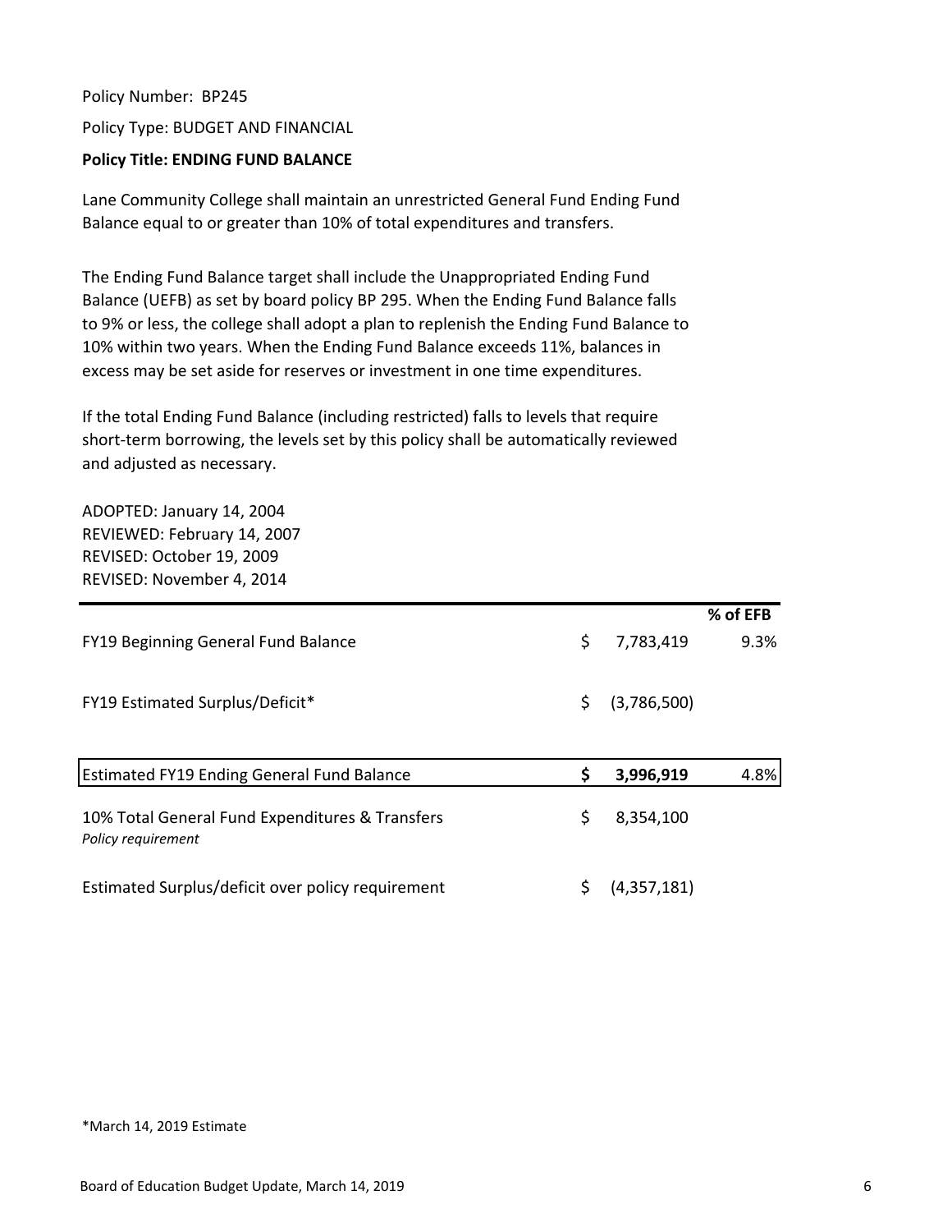Policy Number: BP245

Policy Type: BUDGET AND FINANCIAL

**Policy Title: ENDING FUND BALANCE**

Lane Community College shall maintain an unrestricted General Fund Ending Fund Balance equal to or greater than 10% of total expenditures and transfers.

The Ending Fund Balance target shall include the Unappropriated Ending Fund Balance (UEFB) as set by board policy BP 295. When the Ending Fund Balance falls to 9% or less, the college shall adopt a plan to replenish the Ending Fund Balance to 10% within two years. When the Ending Fund Balance exceeds 11%, balances in excess may be set aside for reserves or investment in one time expenditures.

If the total Ending Fund Balance (including restricted) falls to levels that require short-term borrowing, the levels set by this policy shall be automatically reviewed and adjusted as necessary.

ADOPTED: January 14, 2004
REVIEWED: February 14, 2007
REVISED: October 19, 2009
REVISED: November 4, 2014

| | | | % of EFB |
|---|---|---|---|
| FY19 Beginning General Fund Balance | $ | 7,783,419 | 9.3% |
| FY19 Estimated Surplus/Deficit* | $ | (3,786,500) | |
| **Estimated FY19 Ending General Fund Balance** | **$** | **3,996,919** | 4.8% |
| 10% Total General Fund Expenditures & Transfers *Policy requirement* | $ | 8,354,100 | |
| Estimated Surplus/deficit over policy requirement | $ | (4,357,181) | |

*March 14, 2019 Estimate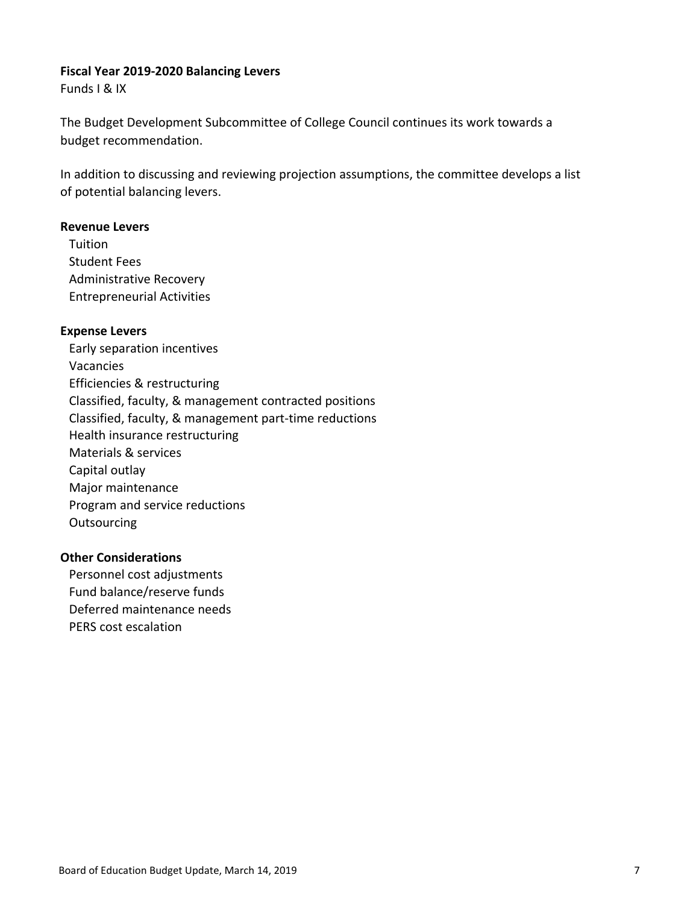**Fiscal Year 2019-2020 Balancing Levers**
Funds I & IX

The Budget Development Subcommittee of College Council continues its work towards a budget recommendation.

In addition to discussing and reviewing projection assumptions, the committee develops a list of potential balancing levers.

**Revenue Levers**

- Tuition
- Student Fees
- Administrative Recovery
- Entrepreneurial Activities

**Expense Levers**

- Early separation incentives
- Vacancies
- Efficiencies & restructuring
- Classified, faculty, & management contracted positions
- Classified, faculty, & management part-time reductions
- Health insurance restructuring
- Materials & services
- Capital outlay
- Major maintenance
- Program and service reductions
- Outsourcing

**Other Considerations**

- Personnel cost adjustments
- Fund balance/reserve funds
- Deferred maintenance needs
- PERS cost escalation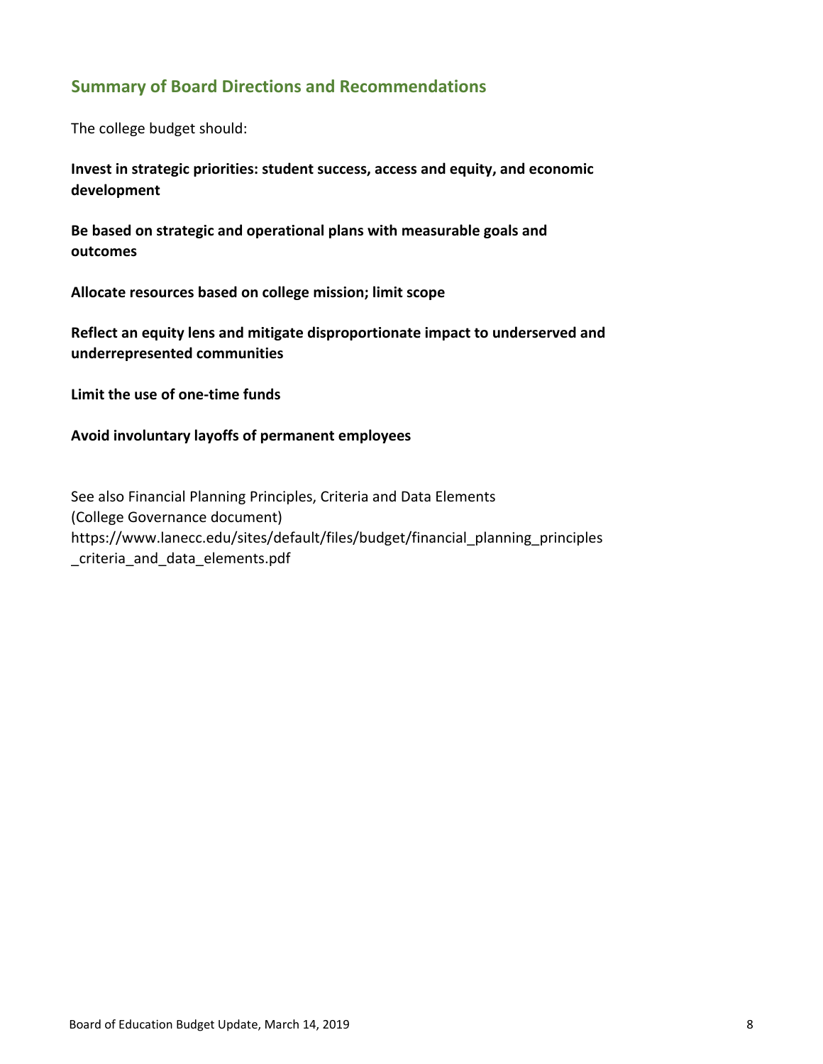## Summary of Board Directions and Recommendations

The college budget should:

**Invest in strategic priorities: student success, access and equity, and economic development**

**Be based on strategic and operational plans with measurable goals and outcomes**

**Allocate resources based on college mission; limit scope**

**Reflect an equity lens and mitigate disproportionate impact to underserved and underrepresented communities**

**Limit the use of one-time funds**

**Avoid involuntary layoffs of permanent employees**

See also Financial Planning Principles, Criteria and Data Elements
(College Governance document)
https://www.lanecc.edu/sites/default/files/budget/financial_planning_principles_criteria_and_data_elements.pdf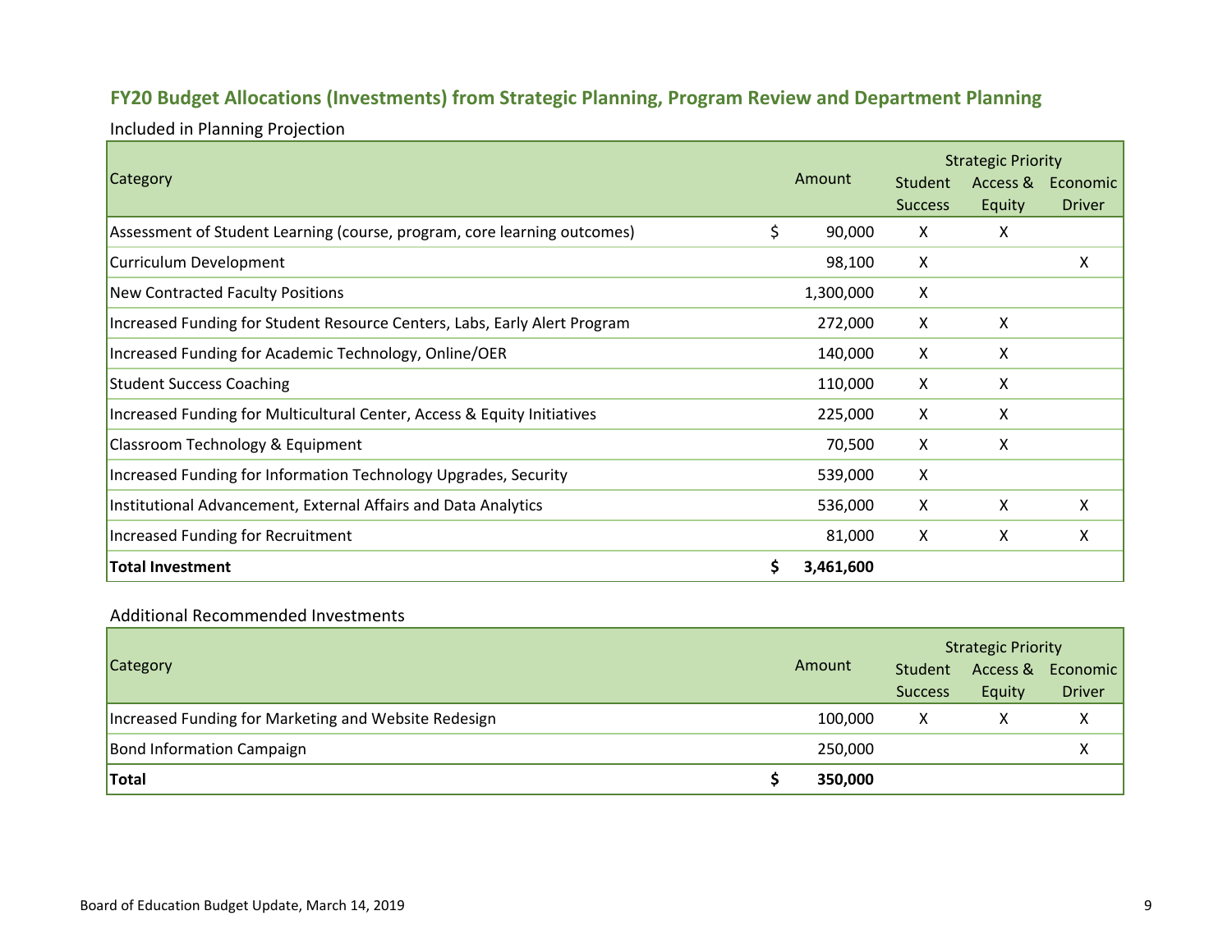## FY20 Budget Allocations (Investments) from Strategic Planning, Program Review and Department Planning

Included in Planning Projection

| Category | Amount | Strategic Priority | | |
|---|---|---|---|---|
| | | Student Success | Access & Equity | Economic Driver |
| Assessment of Student Learning (course, program, core learning outcomes) | $ 90,000 | X | X | |
| Curriculum Development | 98,100 | X | | X |
| New Contracted Faculty Positions | 1,300,000 | X | | |
| Increased Funding for Student Resource Centers, Labs, Early Alert Program | 272,000 | X | X | |
| Increased Funding for Academic Technology, Online/OER | 140,000 | X | X | |
| Student Success Coaching | 110,000 | X | X | |
| Increased Funding for Multicultural Center, Access & Equity Initiatives | 225,000 | X | X | |
| Classroom Technology & Equipment | 70,500 | X | X | |
| Increased Funding for Information Technology Upgrades, Security | 539,000 | X | | |
| Institutional Advancement, External Affairs and Data Analytics | 536,000 | X | X | X |
| Increased Funding for Recruitment | 81,000 | X | X | X |
| **Total Investment** | **$ 3,461,600** | | | |

Additional Recommended Investments

| Category | Amount | Strategic Priority | | |
|---|---|---|---|---|
| | | Student Success | Access & Equity | Economic Driver |
| Increased Funding for Marketing and Website Redesign | 100,000 | X | X | X |
| Bond Information Campaign | 250,000 | | | X |
| **Total** | **$ 350,000** | | | |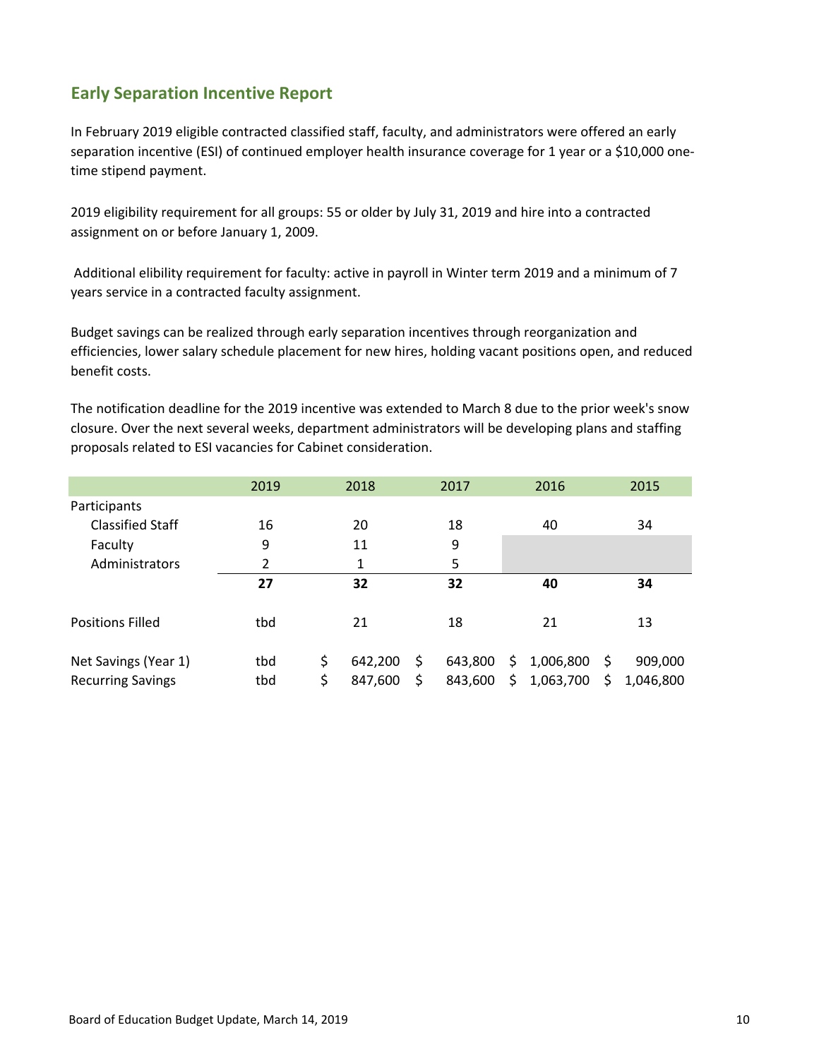## Early Separation Incentive Report

In February 2019 eligible contracted classified staff, faculty, and administrators were offered an early separation incentive (ESI) of continued employer health insurance coverage for 1 year or a $10,000 one-time stipend payment.

2019 eligibility requirement for all groups: 55 or older by July 31, 2019 and hire into a contracted assignment on or before January 1, 2009.

Additional elibility requirement for faculty: active in payroll in Winter term 2019 and a minimum of 7 years service in a contracted faculty assignment.

Budget savings can be realized through early separation incentives through reorganization and efficiencies, lower salary schedule placement for new hires, holding vacant positions open, and reduced benefit costs.

The notification deadline for the 2019 incentive was extended to March 8 due to the prior week's snow closure. Over the next several weeks, department administrators will be developing plans and staffing proposals related to ESI vacancies for Cabinet consideration.

| | 2019 | 2018 | 2017 | 2016 | 2015 |
|---|---|---|---|---|---|
| Participants | | | | | |
| Classified Staff | 16 | 20 | 18 | 40 | 34 |
| Faculty | 9 | 11 | 9 | | |
| Administrators | 2 | 1 | 5 | | |
| | **27** | **32** | **32** | **40** | **34** |
| Positions Filled | tbd | 21 | 18 | 21 | 13 |
| Net Savings (Year 1) | tbd | $ 642,200 | $ 643,800 | $ 1,006,800 | $ 909,000 |
| Recurring Savings | tbd | $ 847,600 | $ 843,600 | $ 1,063,700 | $ 1,046,800 |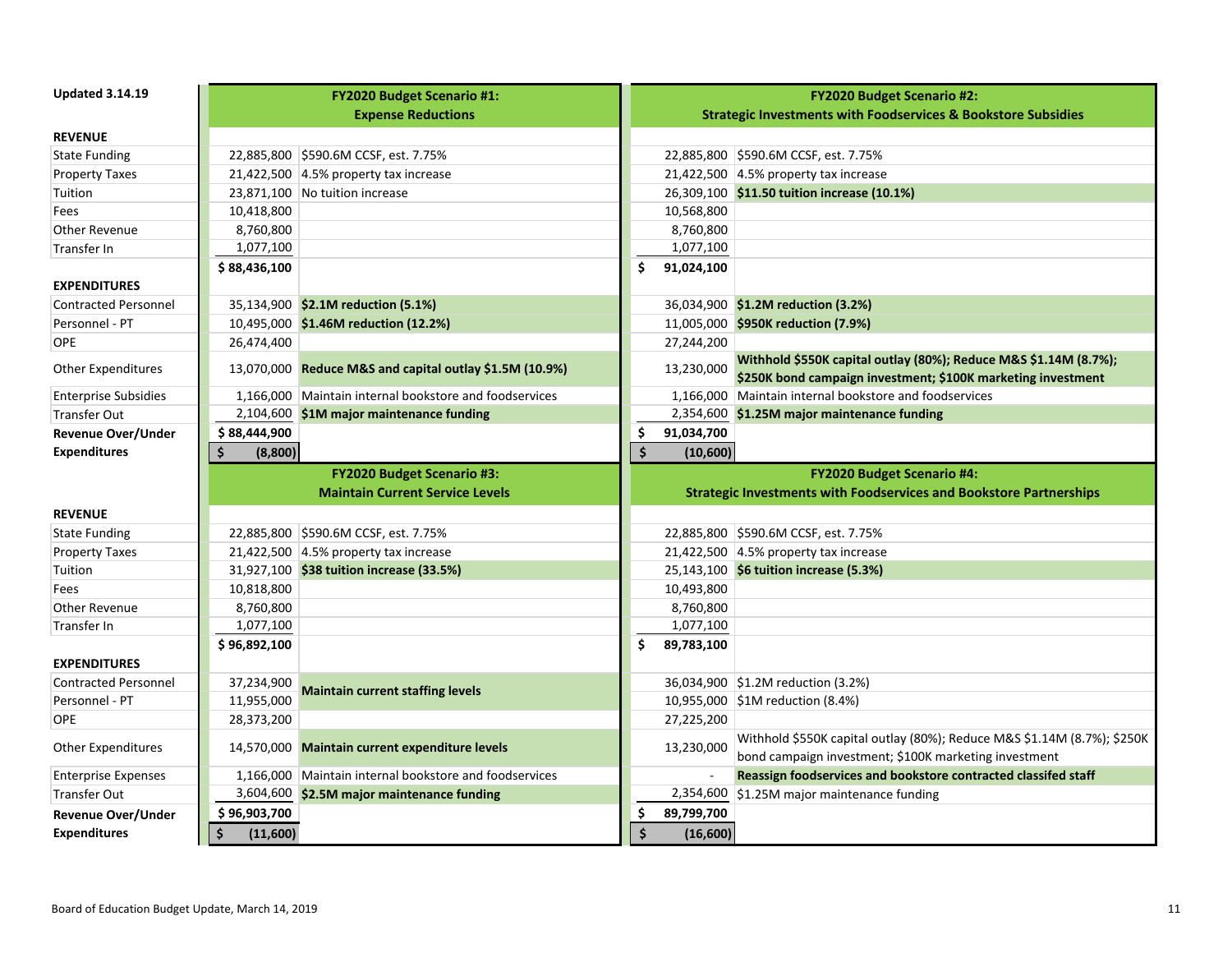**Updated 3.14.19**

| | FY2020 Budget Scenario #1: Expense Reductions | | FY2020 Budget Scenario #2: Strategic Investments with Foodservices & Bookstore Subsidies | |
|---|---|---|---|---|
| **REVENUE** | | | | |
| State Funding | 22,885,800 | $590.6M CCSF, est. 7.75% | 22,885,800 | $590.6M CCSF, est. 7.75% |
| Property Taxes | 21,422,500 | 4.5% property tax increase | 21,422,500 | 4.5% property tax increase |
| Tuition | 23,871,100 | No tuition increase | 26,309,100 | **$11.50 tuition increase (10.1%)** |
| Fees | 10,418,800 | | 10,568,800 | |
| Other Revenue | 8,760,800 | | 8,760,800 | |
| Transfer In | 1,077,100 | | 1,077,100 | |
| | **$ 88,436,100** | | **$ 91,024,100** | |
| **EXPENDITURES** | | | | |
| Contracted Personnel | 35,134,900 | **$2.1M reduction (5.1%)** | 36,034,900 | **$1.2M reduction (3.2%)** |
| Personnel - PT | 10,495,000 | **$1.46M reduction (12.2%)** | 11,005,000 | **$950K reduction (7.9%)** |
| OPE | 26,474,400 | | 27,244,200 | |
| Other Expenditures | 13,070,000 | **Reduce M&S and capital outlay $1.5M (10.9%)** | 13,230,000 | **Withhold $550K capital outlay (80%); Reduce M&S $1.14M (8.7%); $250K bond campaign investment; $100K marketing investment** |
| Enterprise Subsidies | 1,166,000 | Maintain internal bookstore and foodservices | 1,166,000 | Maintain internal bookstore and foodservices |
| Transfer Out | 2,104,600 | **$1M major maintenance funding** | 2,354,600 | **$1.25M major maintenance funding** |
| **Revenue Over/Under** | **$ 88,444,900** | | **$ 91,034,700** | |
| **Expenditures** | **$ (8,800)** | | **$ (10,600)** | |

| | FY2020 Budget Scenario #3: Maintain Current Service Levels | | FY2020 Budget Scenario #4: Strategic Investments with Foodservices and Bookstore Partnerships | |
|---|---|---|---|---|
| **REVENUE** | | | | |
| State Funding | 22,885,800 | $590.6M CCSF, est. 7.75% | 22,885,800 | $590.6M CCSF, est. 7.75% |
| Property Taxes | 21,422,500 | 4.5% property tax increase | 21,422,500 | 4.5% property tax increase |
| Tuition | 31,927,100 | **$38 tuition increase (33.5%)** | 25,143,100 | **$6 tuition increase (5.3%)** |
| Fees | 10,818,800 | | 10,493,800 | |
| Other Revenue | 8,760,800 | | 8,760,800 | |
| Transfer In | 1,077,100 | | 1,077,100 | |
| | **$ 96,892,100** | | **$ 89,783,100** | |
| **EXPENDITURES** | | | | |
| Contracted Personnel | 37,234,900 | **Maintain current staffing levels** | 36,034,900 | $1.2M reduction (3.2%) |
| Personnel - PT | 11,955,000 | | 10,955,000 | $1M reduction (8.4%) |
| OPE | 28,373,200 | | 27,225,200 | |
| Other Expenditures | 14,570,000 | **Maintain current expenditure levels** | 13,230,000 | Withhold $550K capital outlay (80%); Reduce M&S $1.14M (8.7%); $250K bond campaign investment; $100K marketing investment |
| Enterprise Expenses | 1,166,000 | Maintain internal bookstore and foodservices | - | **Reassign foodservices and bookstore contracted classifed staff** |
| Transfer Out | 3,604,600 | **$2.5M major maintenance funding** | 2,354,600 | $1.25M major maintenance funding |
| **Revenue Over/Under** | **$ 96,903,700** | | **$ 89,799,700** | |
| **Expenditures** | **$ (11,600)** | | **$ (16,600)** | |

Board of Education Budget Update, March 14, 2019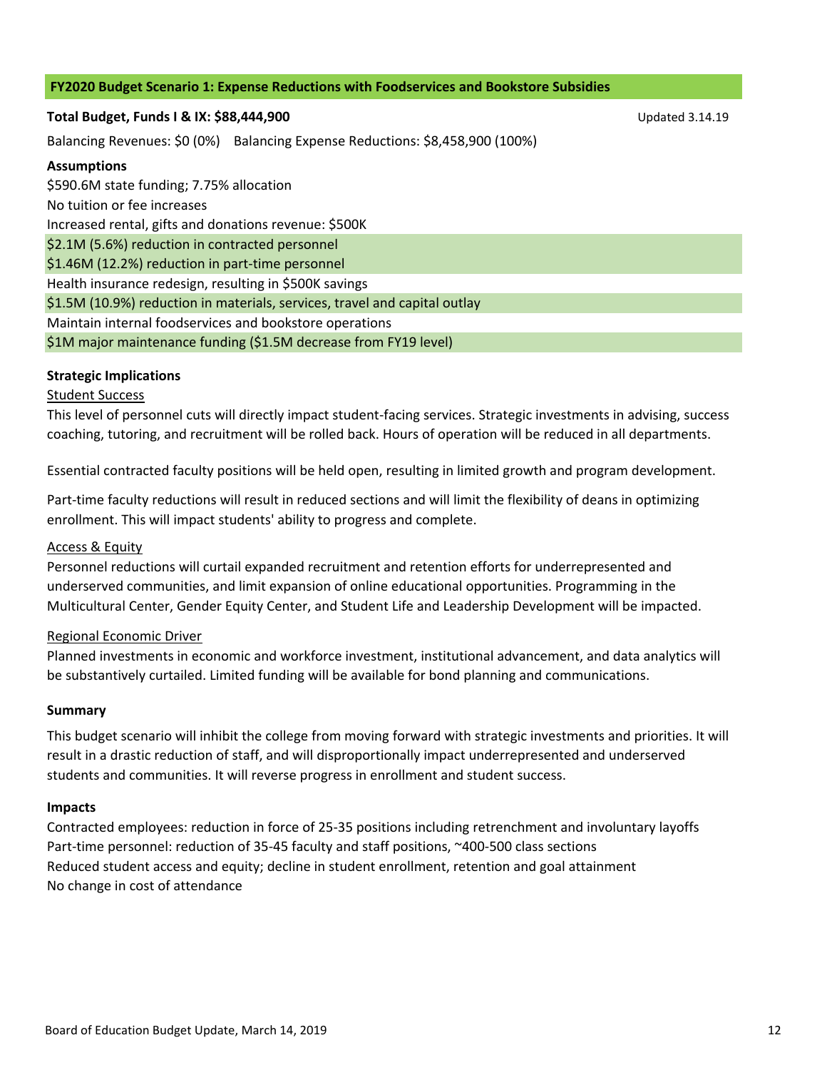## FY2020 Budget Scenario 1: Expense Reductions with Foodservices and Bookstore Subsidies

**Total Budget, Funds I & IX: $88,444,900** Updated 3.14.19

Balancing Revenues: $0 (0%) Balancing Expense Reductions: $8,458,900 (100%)

**Assumptions**

$590.6M state funding; 7.75% allocation
No tuition or fee increases
Increased rental, gifts and donations revenue: $500K
$2.1M (5.6%) reduction in contracted personnel
$1.46M (12.2%) reduction in part-time personnel
Health insurance redesign, resulting in $500K savings
$1.5M (10.9%) reduction in materials, services, travel and capital outlay
Maintain internal foodservices and bookstore operations
$1M major maintenance funding ($1.5M decrease from FY19 level)

**Strategic Implications**

Student Success

This level of personnel cuts will directly impact student-facing services. Strategic investments in advising, success coaching, tutoring, and recruitment will be rolled back. Hours of operation will be reduced in all departments.

Essential contracted faculty positions will be held open, resulting in limited growth and program development.

Part-time faculty reductions will result in reduced sections and will limit the flexibility of deans in optimizing enrollment. This will impact students' ability to progress and complete.

Access & Equity

Personnel reductions will curtail expanded recruitment and retention efforts for underrepresented and underserved communities, and limit expansion of online educational opportunities. Programming in the Multicultural Center, Gender Equity Center, and Student Life and Leadership Development will be impacted.

Regional Economic Driver

Planned investments in economic and workforce investment, institutional advancement, and data analytics will be substantively curtailed. Limited funding will be available for bond planning and communications.

**Summary**

This budget scenario will inhibit the college from moving forward with strategic investments and priorities. It will result in a drastic reduction of staff, and will disproportionally impact underrepresented and underserved students and communities. It will reverse progress in enrollment and student success.

**Impacts**

Contracted employees: reduction in force of 25-35 positions including retrenchment and involuntary layoffs
Part-time personnel: reduction of 35-45 faculty and staff positions, ~400-500 class sections
Reduced student access and equity; decline in student enrollment, retention and goal attainment
No change in cost of attendance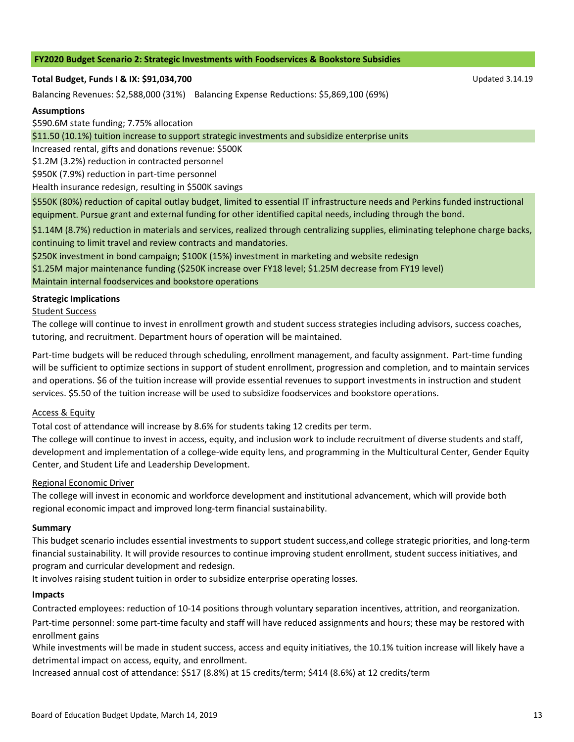## FY2020 Budget Scenario 2: Strategic Investments with Foodservices & Bookstore Subsidies

**Total Budget, Funds I & IX: $91,034,700**

Updated 3.14.19

Balancing Revenues: $2,588,000 (31%) Balancing Expense Reductions: $5,869,100 (69%)

**Assumptions**

$590.6M state funding; 7.75% allocation

$11.50 (10.1%) tuition increase to support strategic investments and subsidize enterprise units

Increased rental, gifts and donations revenue: $500K

$1.2M (3.2%) reduction in contracted personnel

$950K (7.9%) reduction in part-time personnel

Health insurance redesign, resulting in $500K savings

$550K (80%) reduction of capital outlay budget, limited to essential IT infrastructure needs and Perkins funded instructional equipment. Pursue grant and external funding for other identified capital needs, including through the bond.

$1.14M (8.7%) reduction in materials and services, realized through centralizing supplies, eliminating telephone charge backs, continuing to limit travel and review contracts and mandatories.

$250K investment in bond campaign; $100K (15%) investment in marketing and website redesign

$1.25M major maintenance funding ($250K increase over FY18 level; $1.25M decrease from FY19 level)

Maintain internal foodservices and bookstore operations

**Strategic Implications**

Student Success

The college will continue to invest in enrollment growth and student success strategies including advisors, success coaches, tutoring, and recruitment. Department hours of operation will be maintained.

Part-time budgets will be reduced through scheduling, enrollment management, and faculty assignment. Part-time funding will be sufficient to optimize sections in support of student enrollment, progression and completion, and to maintain services and operations. $6 of the tuition increase will provide essential revenues to support investments in instruction and student services. $5.50 of the tuition increase will be used to subsidize foodservices and bookstore operations.

Access & Equity

Total cost of attendance will increase by 8.6% for students taking 12 credits per term.

The college will continue to invest in access, equity, and inclusion work to include recruitment of diverse students and staff, development and implementation of a college-wide equity lens, and programming in the Multicultural Center, Gender Equity Center, and Student Life and Leadership Development.

Regional Economic Driver

The college will invest in economic and workforce development and institutional advancement, which will provide both regional economic impact and improved long-term financial sustainability.

**Summary**

This budget scenario includes essential investments to support student success,and college strategic priorities, and long-term financial sustainability. It will provide resources to continue improving student enrollment, student success initiatives, and program and curricular development and redesign.

It involves raising student tuition in order to subsidize enterprise operating losses.

**Impacts**

Contracted employees: reduction of 10-14 positions through voluntary separation incentives, attrition, and reorganization.

Part-time personnel: some part-time faculty and staff will have reduced assignments and hours; these may be restored with enrollment gains

While investments will be made in student success, access and equity initiatives, the 10.1% tuition increase will likely have a detrimental impact on access, equity, and enrollment.

Increased annual cost of attendance: $517 (8.8%) at 15 credits/term; $414 (8.6%) at 12 credits/term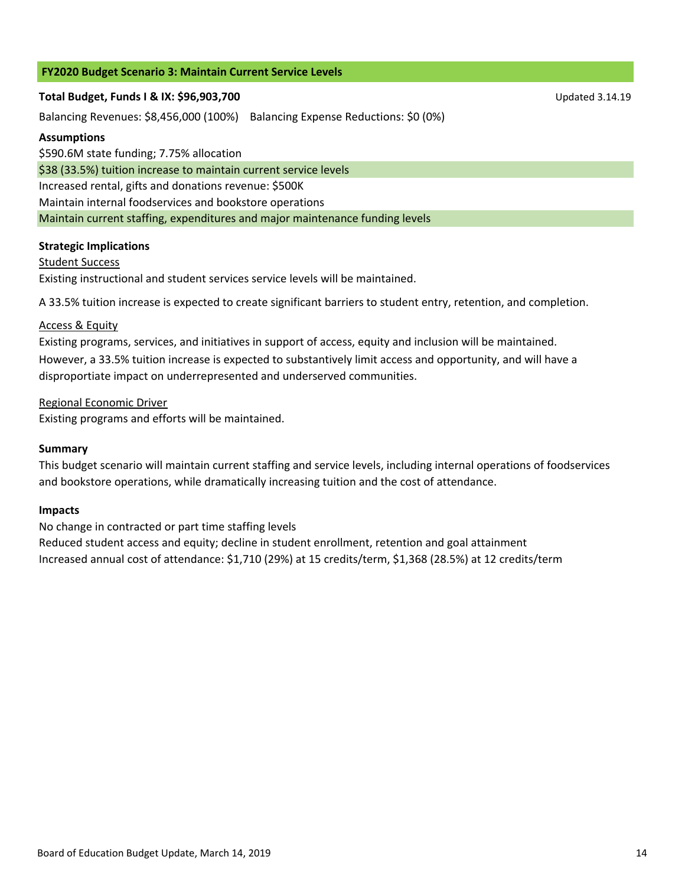## FY2020 Budget Scenario 3: Maintain Current Service Levels

**Total Budget, Funds I & IX: $96,903,700**

Updated 3.14.19

Balancing Revenues: $8,456,000 (100%) Balancing Expense Reductions: $0 (0%)

**Assumptions**

$590.6M state funding; 7.75% allocation

$38 (33.5%) tuition increase to maintain current service levels

Increased rental, gifts and donations revenue: $500K

Maintain internal foodservices and bookstore operations

Maintain current staffing, expenditures and major maintenance funding levels

**Strategic Implications**

Student Success

Existing instructional and student services service levels will be maintained.

A 33.5% tuition increase is expected to create significant barriers to student entry, retention, and completion.

Access & Equity

Existing programs, services, and initiatives in support of access, equity and inclusion will be maintained. However, a 33.5% tuition increase is expected to substantively limit access and opportunity, and will have a disproportiate impact on underrepresented and underserved communities.

Regional Economic Driver

Existing programs and efforts will be maintained.

**Summary**

This budget scenario will maintain current staffing and service levels, including internal operations of foodservices and bookstore operations, while dramatically increasing tuition and the cost of attendance.

**Impacts**

No change in contracted or part time staffing levels

Reduced student access and equity; decline in student enrollment, retention and goal attainment

Increased annual cost of attendance: $1,710 (29%) at 15 credits/term, $1,368 (28.5%) at 12 credits/term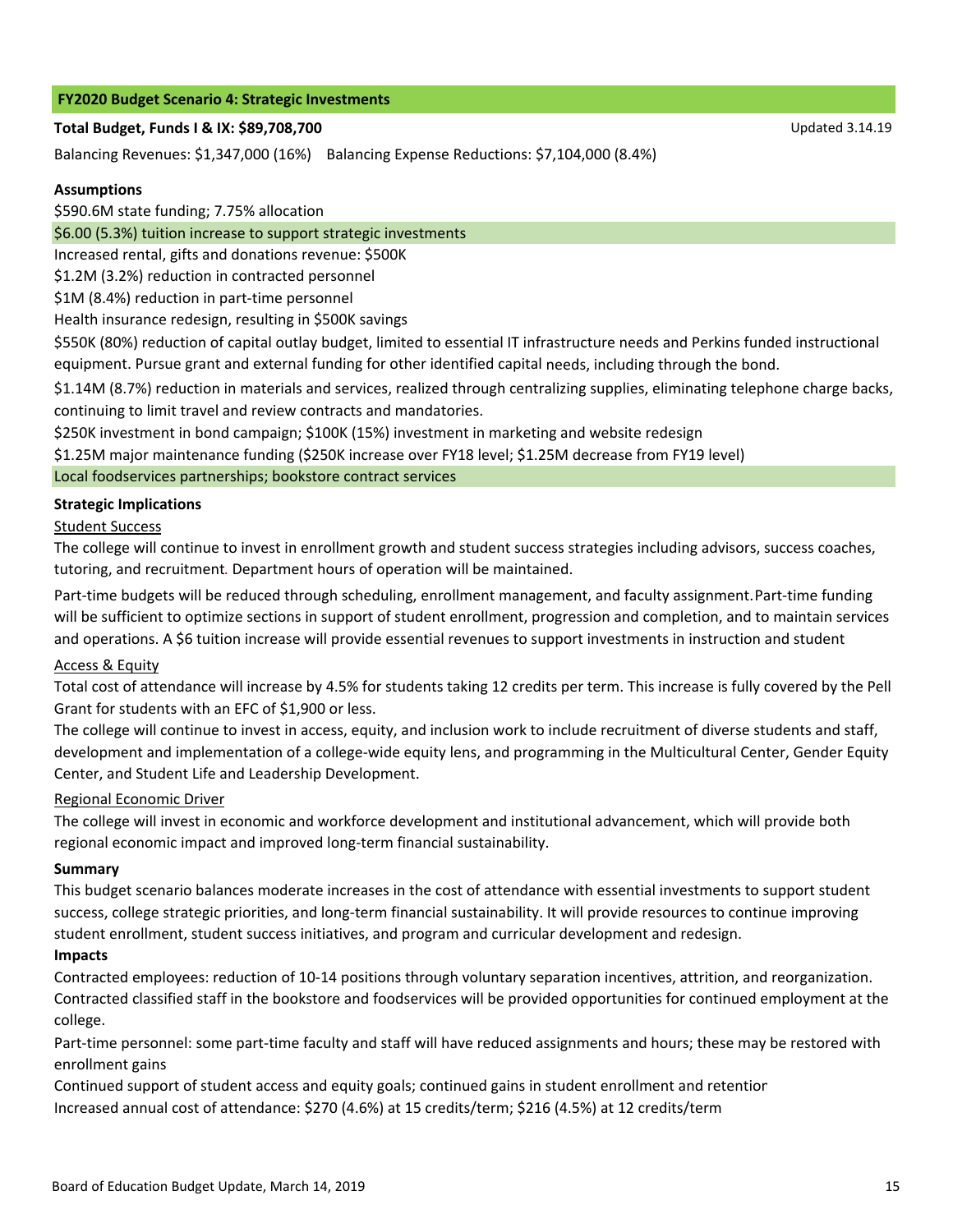## FY2020 Budget Scenario 4: Strategic Investments

**Total Budget, Funds I & IX: $89,708,700**

Updated 3.14.19

Balancing Revenues: $1,347,000 (16%) Balancing Expense Reductions: $7,104,000 (8.4%)

**Assumptions**

$590.6M state funding; 7.75% allocation

$6.00 (5.3%) tuition increase to support strategic investments

Increased rental, gifts and donations revenue: $500K

$1.2M (3.2%) reduction in contracted personnel

$1M (8.4%) reduction in part-time personnel

Health insurance redesign, resulting in $500K savings

$550K (80%) reduction of capital outlay budget, limited to essential IT infrastructure needs and Perkins funded instructional equipment. Pursue grant and external funding for other identified capital needs, including through the bond.

$1.14M (8.7%) reduction in materials and services, realized through centralizing supplies, eliminating telephone charge backs, continuing to limit travel and review contracts and mandatories.

$250K investment in bond campaign; $100K (15%) investment in marketing and website redesign

$1.25M major maintenance funding ($250K increase over FY18 level; $1.25M decrease from FY19 level)

Local foodservices partnerships; bookstore contract services

**Strategic Implications**

Student Success

The college will continue to invest in enrollment growth and student success strategies including advisors, success coaches, tutoring, and recruitment. Department hours of operation will be maintained.

Part-time budgets will be reduced through scheduling, enrollment management, and faculty assignment. Part-time funding will be sufficient to optimize sections in support of student enrollment, progression and completion, and to maintain services and operations. A $6 tuition increase will provide essential revenues to support investments in instruction and student

Access & Equity

Total cost of attendance will increase by 4.5% for students taking 12 credits per term. This increase is fully covered by the Pell Grant for students with an EFC of $1,900 or less.

The college will continue to invest in access, equity, and inclusion work to include recruitment of diverse students and staff, development and implementation of a college-wide equity lens, and programming in the Multicultural Center, Gender Equity Center, and Student Life and Leadership Development.

Regional Economic Driver

The college will invest in economic and workforce development and institutional advancement, which will provide both regional economic impact and improved long-term financial sustainability.

**Summary**

This budget scenario balances moderate increases in the cost of attendance with essential investments to support student success, college strategic priorities, and long-term financial sustainability. It will provide resources to continue improving student enrollment, student success initiatives, and program and curricular development and redesign.

**Impacts**

Contracted employees: reduction of 10-14 positions through voluntary separation incentives, attrition, and reorganization. Contracted classified staff in the bookstore and foodservices will be provided opportunities for continued employment at the college.

Part-time personnel: some part-time faculty and staff will have reduced assignments and hours; these may be restored with enrollment gains

Continued support of student access and equity goals; continued gains in student enrollment and retentior

Increased annual cost of attendance: $270 (4.6%) at 15 credits/term; $216 (4.5%) at 12 credits/term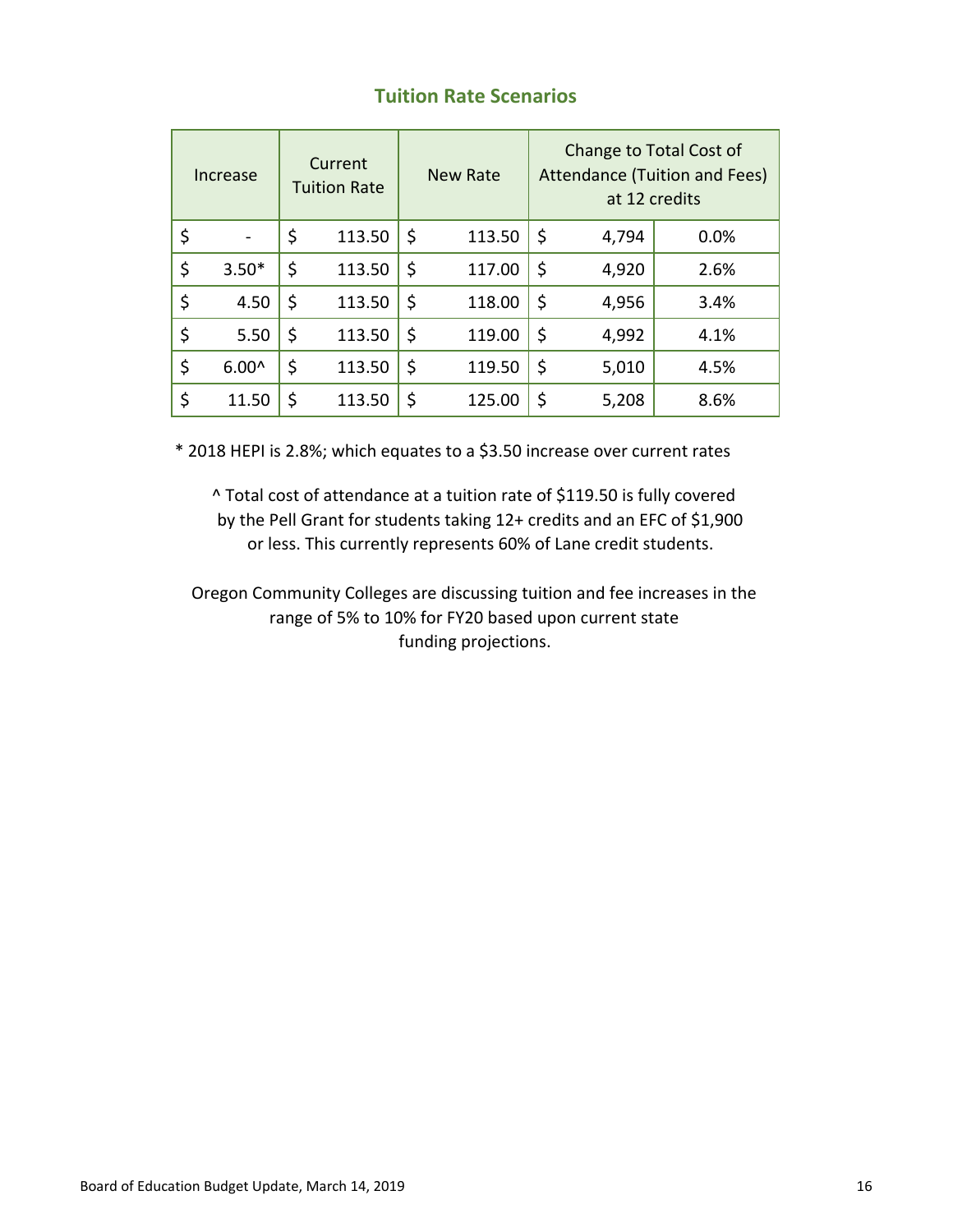## Tuition Rate Scenarios

| Increase | Current Tuition Rate | New Rate | Change to Total Cost of Attendance (Tuition and Fees) at 12 credits | |
|---|---|---|---|---|
| $ - | $ 113.50 | $ 113.50 | $ 4,794 | 0.0% |
| $ 3.50* | $ 113.50 | $ 117.00 | $ 4,920 | 2.6% |
| $ 4.50 | $ 113.50 | $ 118.00 | $ 4,956 | 3.4% |
| $ 5.50 | $ 113.50 | $ 119.00 | $ 4,992 | 4.1% |
| $ 6.00^ | $ 113.50 | $ 119.50 | $ 5,010 | 4.5% |
| $ 11.50 | $ 113.50 | $ 125.00 | $ 5,208 | 8.6% |

* 2018 HEPI is 2.8%; which equates to a $3.50 increase over current rates

^ Total cost of attendance at a tuition rate of $119.50 is fully covered by the Pell Grant for students taking 12+ credits and an EFC of $1,900 or less. This currently represents 60% of Lane credit students.

Oregon Community Colleges are discussing tuition and fee increases in the range of 5% to 10% for FY20 based upon current state funding projections.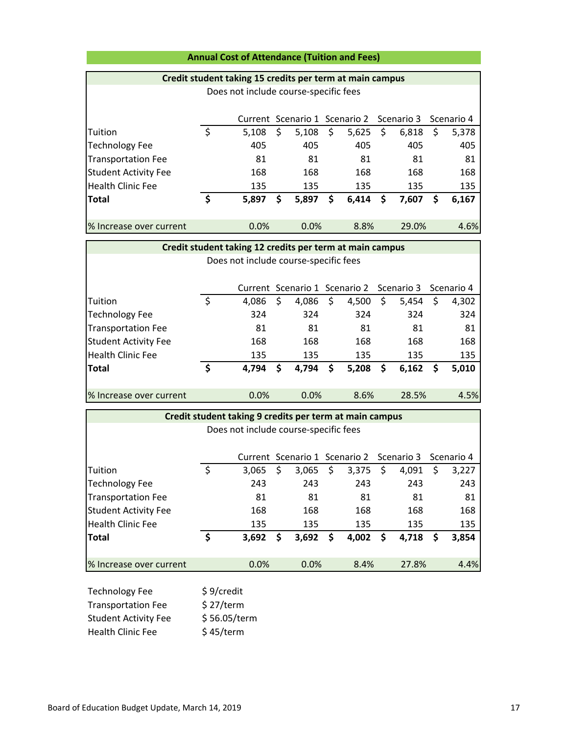## Annual Cost of Attendance (Tuition and Fees)

### Credit student taking 15 credits per term at main campus

Does not include course-specific fees

| | Current | Scenario 1 | Scenario 2 | Scenario 3 | Scenario 4 |
|---|---|---|---|---|---|
| Tuition | $ 5,108 | $ 5,108 | $ 5,625 | $ 6,818 | $ 5,378 |
| Technology Fee | 405 | 405 | 405 | 405 | 405 |
| Transportation Fee | 81 | 81 | 81 | 81 | 81 |
| Student Activity Fee | 168 | 168 | 168 | 168 | 168 |
| Health Clinic Fee | 135 | 135 | 135 | 135 | 135 |
| **Total** | **$ 5,897** | **$ 5,897** | **$ 6,414** | **$ 7,607** | **$ 6,167** |
| % Increase over current | 0.0% | 0.0% | 8.8% | 29.0% | 4.6% |

### Credit student taking 12 credits per term at main campus

Does not include course-specific fees

| | Current | Scenario 1 | Scenario 2 | Scenario 3 | Scenario 4 |
|---|---|---|---|---|---|
| Tuition | $ 4,086 | $ 4,086 | $ 4,500 | $ 5,454 | $ 4,302 |
| Technology Fee | 324 | 324 | 324 | 324 | 324 |
| Transportation Fee | 81 | 81 | 81 | 81 | 81 |
| Student Activity Fee | 168 | 168 | 168 | 168 | 168 |
| Health Clinic Fee | 135 | 135 | 135 | 135 | 135 |
| **Total** | **$ 4,794** | **$ 4,794** | **$ 5,208** | **$ 6,162** | **$ 5,010** |
| % Increase over current | 0.0% | 0.0% | 8.6% | 28.5% | 4.5% |

### Credit student taking 9 credits per term at main campus

Does not include course-specific fees

| | Current | Scenario 1 | Scenario 2 | Scenario 3 | Scenario 4 |
|---|---|---|---|---|---|
| Tuition | $ 3,065 | $ 3,065 | $ 3,375 | $ 4,091 | $ 3,227 |
| Technology Fee | 243 | 243 | 243 | 243 | 243 |
| Transportation Fee | 81 | 81 | 81 | 81 | 81 |
| Student Activity Fee | 168 | 168 | 168 | 168 | 168 |
| Health Clinic Fee | 135 | 135 | 135 | 135 | 135 |
| **Total** | **$ 3,692** | **$ 3,692** | **$ 4,002** | **$ 4,718** | **$ 3,854** |
| % Increase over current | 0.0% | 0.0% | 8.4% | 27.8% | 4.4% |

| | |
|---|---|
| Technology Fee | $ 9/credit |
| Transportation Fee | $ 27/term |
| Student Activity Fee | $ 56.05/term |
| Health Clinic Fee | $ 45/term |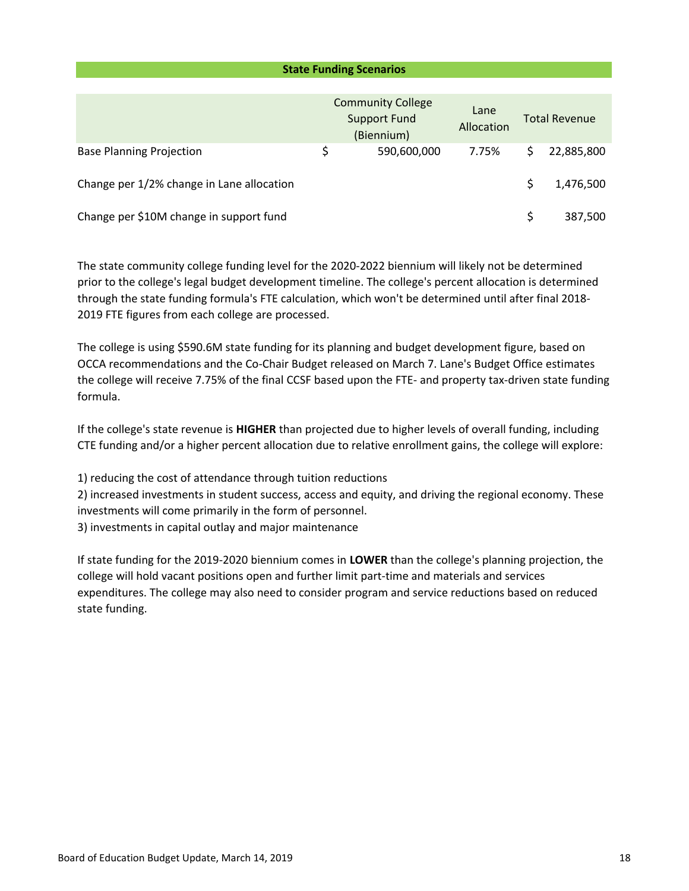## State Funding Scenarios

| | Community College Support Fund (Biennium) | Lane Allocation | Total Revenue |
|---|---|---|---|
| Base Planning Projection | $ 590,600,000 | 7.75% | $ 22,885,800 |
| Change per 1/2% change in Lane allocation | | | $ 1,476,500 |
| Change per $10M change in support fund | | | $ 387,500 |

The state community college funding level for the 2020-2022 biennium will likely not be determined prior to the college's legal budget development timeline. The college's percent allocation is determined through the state funding formula's FTE calculation, which won't be determined until after final 2018-2019 FTE figures from each college are processed.

The college is using $590.6M state funding for its planning and budget development figure, based on OCCA recommendations and the Co-Chair Budget released on March 7. Lane's Budget Office estimates the college will receive 7.75% of the final CCSF based upon the FTE- and property tax-driven state funding formula.

If the college's state revenue is **HIGHER** than projected due to higher levels of overall funding, including CTE funding and/or a higher percent allocation due to relative enrollment gains, the college will explore:

1) reducing the cost of attendance through tuition reductions
2) increased investments in student success, access and equity, and driving the regional economy. These investments will come primarily in the form of personnel.
3) investments in capital outlay and major maintenance

If state funding for the 2019-2020 biennium comes in **LOWER** than the college's planning projection, the college will hold vacant positions open and further limit part-time and materials and services expenditures. The college may also need to consider program and service reductions based on reduced state funding.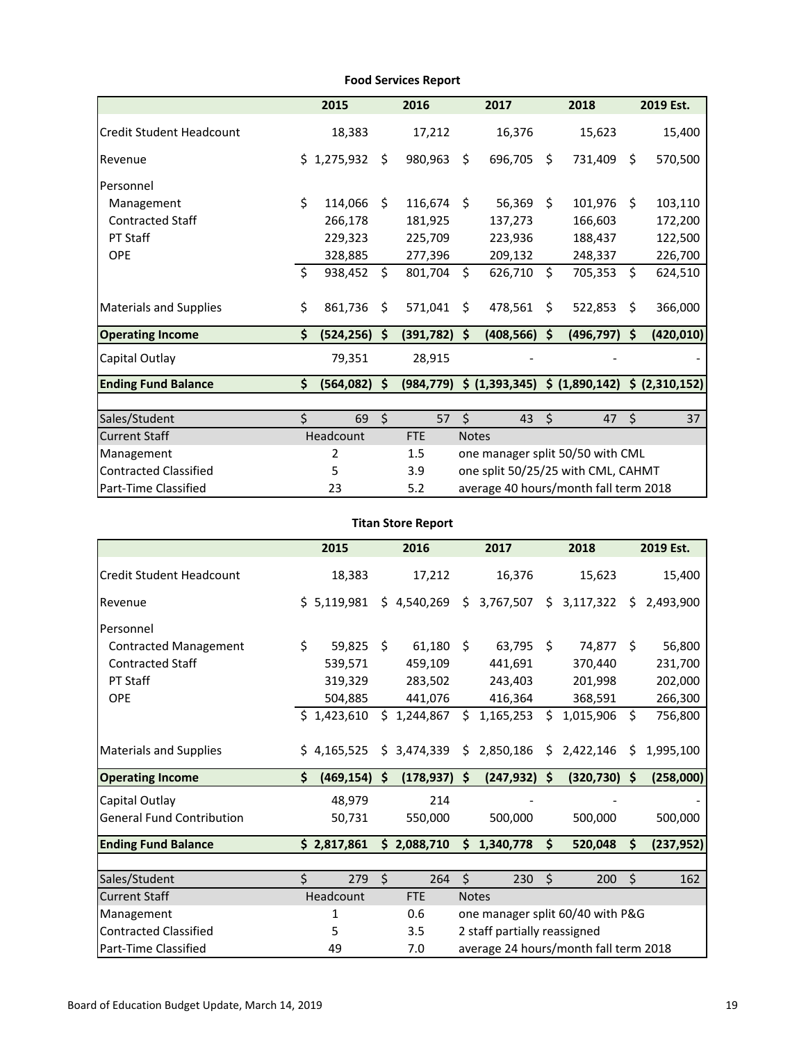**Food Services Report**

| | 2015 | 2016 | 2017 | 2018 | 2019 Est. |
|---|---|---|---|---|---|
| Credit Student Headcount | 18,383 | 17,212 | 16,376 | 15,623 | 15,400 |
| Revenue | $ 1,275,932 | $ 980,963 | $ 696,705 | $ 731,409 | $ 570,500 |
| Personnel | | | | | |
| Management | $ 114,066 | $ 116,674 | $ 56,369 | $ 101,976 | $ 103,110 |
| Contracted Staff | 266,178 | 181,925 | 137,273 | 166,603 | 172,200 |
| PT Staff | 229,323 | 225,709 | 223,936 | 188,437 | 122,500 |
| OPE | 328,885 | 277,396 | 209,132 | 248,337 | 226,700 |
| | $ 938,452 | $ 801,704 | $ 626,710 | $ 705,353 | $ 624,510 |
| Materials and Supplies | $ 861,736 | $ 571,041 | $ 478,561 | $ 522,853 | $ 366,000 |
| **Operating Income** | **$ (524,256)** | **$ (391,782)** | **$ (408,566)** | **$ (496,797)** | **$ (420,010)** |
| Capital Outlay | 79,351 | 28,915 | - | - | - |
| **Ending Fund Balance** | **$ (564,082)** | **$ (984,779)** | **$ (1,393,345)** | **$ (1,890,142)** | **$ (2,310,152)** |
| Sales/Student | $ 69 | $ 57 | $ 43 | $ 47 | $ 37 |
| Current Staff | Headcount | FTE | Notes | | |
| Management | 2 | 1.5 | one manager split 50/50 with CML | | |
| Contracted Classified | 5 | 3.9 | one split 50/25/25 with CML, CAHMT | | |
| Part-Time Classified | 23 | 5.2 | average 40 hours/month fall term 2018 | | |

**Titan Store Report**

| | 2015 | 2016 | 2017 | 2018 | 2019 Est. |
|---|---|---|---|---|---|
| Credit Student Headcount | 18,383 | 17,212 | 16,376 | 15,623 | 15,400 |
| Revenue | $ 5,119,981 | $ 4,540,269 | $ 3,767,507 | $ 3,117,322 | $ 2,493,900 |
| Personnel | | | | | |
| Contracted Management | $ 59,825 | $ 61,180 | $ 63,795 | $ 74,877 | $ 56,800 |
| Contracted Staff | 539,571 | 459,109 | 441,691 | 370,440 | 231,700 |
| PT Staff | 319,329 | 283,502 | 243,403 | 201,998 | 202,000 |
| OPE | 504,885 | 441,076 | 416,364 | 368,591 | 266,300 |
| | $ 1,423,610 | $ 1,244,867 | $ 1,165,253 | $ 1,015,906 | $ 756,800 |
| Materials and Supplies | $ 4,165,525 | $ 3,474,339 | $ 2,850,186 | $ 2,422,146 | $ 1,995,100 |
| **Operating Income** | **$ (469,154)** | **$ (178,937)** | **$ (247,932)** | **$ (320,730)** | **$ (258,000)** |
| Capital Outlay | 48,979 | 214 | - | - | - |
| General Fund Contribution | 50,731 | 550,000 | 500,000 | 500,000 | 500,000 |
| **Ending Fund Balance** | **$ 2,817,861** | **$ 2,088,710** | **$ 1,340,778** | **$ 520,048** | **$ (237,952)** |
| Sales/Student | $ 279 | $ 264 | $ 230 | $ 200 | $ 162 |
| Current Staff | Headcount | FTE | Notes | | |
| Management | 1 | 0.6 | one manager split 60/40 with P&G | | |
| Contracted Classified | 5 | 3.5 | 2 staff partially reassigned | | |
| Part-Time Classified | 49 | 7.0 | average 24 hours/month fall term 2018 | | |